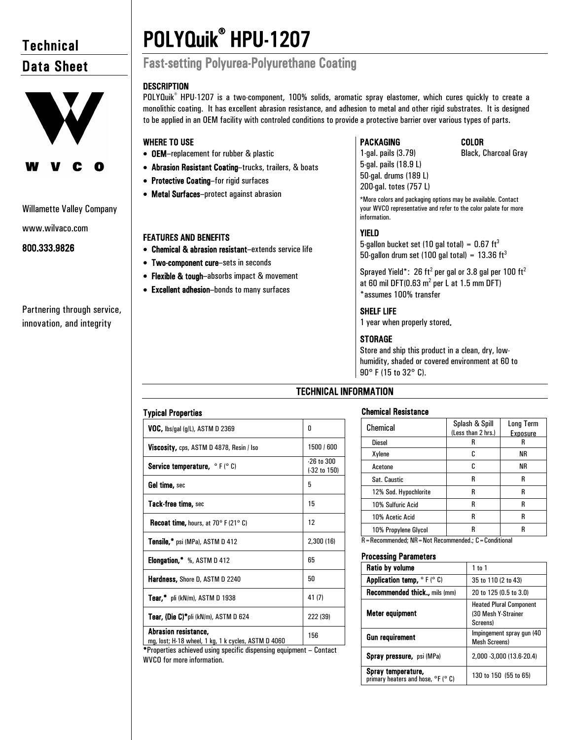# Technical Data Sheet

Willamette Valley Company

www.wilvaco.com

**800.333.9826**

Partnering through service, innovation, and integrity

# POLYQuik® HPU-1207

## Fast-setting Polyurea-Polyurethane Coating

### DESCRIPTION

POLYQuik® HPU-1207 is a two-component, 100% solids, aromatic spray elastomer, which cures quickly to create a monolithic coating. It has excellent abrasion resistance, and adhesion to metal and other rigid substrates. It is designed to be applied in an OEM facility with controled conditions to provide a protective barrier over various types of parts.

### WHERE TO USE

- **OEM**–replacement for rubber & plastic
- **Abrasion Resistant Coating**–trucks, trailers, & boats
- **Protective Coating**–for rigid surfaces
- **Metal Surfaces**–protect against abrasion

### FEATURES AND BENEFITS

- **Chemical & abrasion resistant**–extends service life
- **Two-component cure**–sets in seconds
- **Flexible & tough**–absorbs impact & movement
- **Excellent adhesion**–bonds to many surfaces

### PACKAGING

1-gal. pails (3.79)
5-gal. pails (18.9 L)
50-gal. drums (189 L)
200-gal. totes (757 L)

### COLOR

Black, Charcoal Gray

*More colors and packaging options may be available. Contact your WVCO representative and refer to the color palate for more information.

### YIELD

5-gallon bucket set (10 gal total) = 0.67 ft$^3$
50-gallon drum set (100 gal total) = 13.36 ft$^3$

Sprayed Yield*: 26 ft$^2$ per gal or 3.8 gal per 100 ft$^2$ at 60 mil DFT(0.63 m$^2$ per L at 1.5 mm DFT)
*assumes 100% transfer

### SHELF LIFE

1 year when properly stored.

### STORAGE

Store and ship this product in a clean, dry, low-humidity, shaded or covered environment at 60 to 90° F (15 to 32° C).

## TECHNICAL INFORMATION

### Typical Properties

| Property | Value |
|---|---|
| **VOC,** lbs/gal (g/L), ASTM D 2369 | 0 |
| **Viscosity,** cps, ASTM D 4878, Resin / Iso | 1500 / 600 |
| **Service temperature,** ° F (° C) | -26 to 300 (-32 to 150) |
| **Gel time,** sec | 5 |
| **Tack-free time,** sec | 15 |
| **Recoat time,** hours, at 70° F (21° C) | 12 |
| **Tensile,*** psi (MPa), ASTM D 412 | 2,300 (16) |
| **Elongation,*** %, ASTM D 412 | 65 |
| **Hardness,** Shore D, ASTM D 2240 | 50 |
| **Tear,*** pli (kN/m), ASTM D 1938 | 41 (7) |
| **Tear, (Die C)*** pli (kN/m), ASTM D 624 | 222 (39) |
| **Abrasion resistance,** mg, lost; H-18 wheel, 1 kg, 1 k cycles, ASTM D 4060 | 156 |

*Properties achieved using specific dispensing equipment – Contact WVCO for more information.

### Chemical Resistance

| Chemical | Splash & Spill (Less than 2 hrs.) | Long Term Exposure |
|---|---|---|
| Diesel | R | R |
| Xylene | C | NR |
| Acetone | C | NR |
| Sat. Caustic | R | R |
| 12% Sod. Hypochlorite | R | R |
| 10% Sulfuric Acid | R | R |
| 10% Acetic Acid | R | R |
| 10% Propylene Glycol | R | R |

R = Recommended; NR = Not Recommended.; C = Conditional

### Processing Parameters

| Parameter | Value |
|---|---|
| **Ratio by volume** | 1 to 1 |
| **Application temp,** ° F (° C) | 35 to 110 (2 to 43) |
| **Recommended thick.,** mils (mm) | 20 to 125 (0.5 to 3.0) |
| **Meter equipment** | Heated Plural Component (30 Mesh Y-Strainer Screens) |
| **Gun requirement** | Impingement spray gun (40 Mesh Screens) |
| **Spray pressure,** psi (MPa) | 2,000 -3,000 (13.6-20.4) |
| **Spray temperature,** primary heaters and hose, °F (° C) | 130 to 150 (55 to 65) |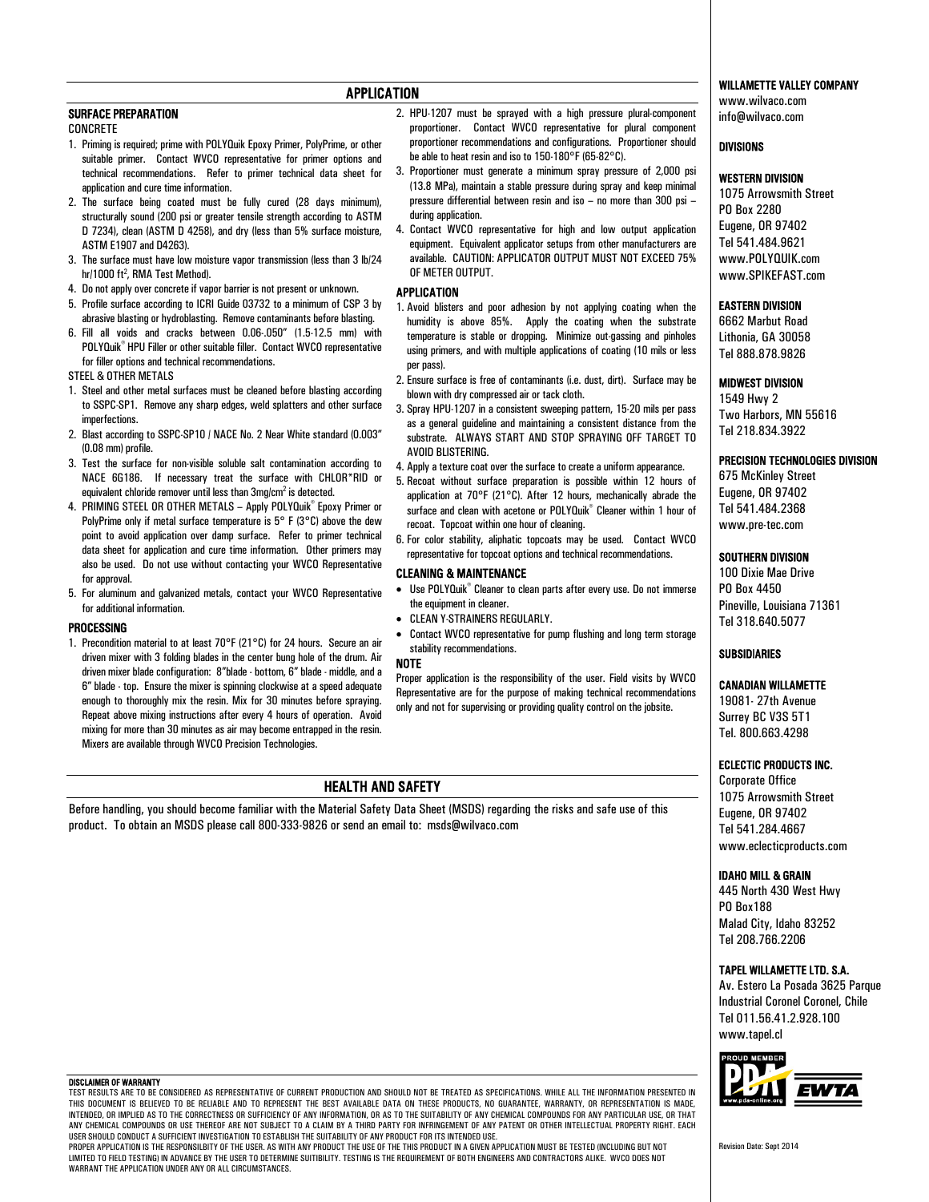## APPLICATION

### SURFACE PREPARATION

CONCRETE

1. Priming is required; prime with POLYQuik Epoxy Primer, PolyPrime, or other suitable primer. Contact WVCO representative for primer options and technical recommendations. Refer to primer technical data sheet for application and cure time information.
2. The surface being coated must be fully cured (28 days minimum), structurally sound (200 psi or greater tensile strength according to ASTM D 7234), clean (ASTM D 4258), and dry (less than 5% surface moisture, ASTM E1907 and D4263).
3. The surface must have low moisture vapor transmission (less than 3 lb/24 hr/1000 ft$^2$, RMA Test Method).
4. Do not apply over concrete if vapor barrier is not present or unknown.
5. Profile surface according to ICRI Guide 03732 to a minimum of CSP 3 by abrasive blasting or hydroblasting. Remove contaminants before blasting.
6. Fill all voids and cracks between 0.06-.050" (1.5-12.5 mm) with POLYQuik® HPU Filler or other suitable filler. Contact WVCO representative for filler options and technical recommendations.

STEEL & OTHER METALS

1. Steel and other metal surfaces must be cleaned before blasting according to SSPC-SP1. Remove any sharp edges, weld splatters and other surface imperfections.
2. Blast according to SSPC-SP10 / NACE No. 2 Near White standard (0.003" (0.08 mm) profile.
3. Test the surface for non-visible soluble salt contamination according to NACE 6G186. If necessary treat the surface with CHLOR*RID or equivalent chloride remover until less than 3mg/cm$^2$ is detected.
4. PRIMING STEEL OR OTHER METALS – Apply POLYQuik® Epoxy Primer or PolyPrime only if metal surface temperature is 5° F (3°C) above the dew point to avoid application over damp surface. Refer to primer technical data sheet for application and cure time information. Other primers may also be used. Do not use without contacting your WVCO Representative for approval.
5. For aluminum and galvanized metals, contact your WVCO Representative for additional information.

### PROCESSING

1. Precondition material to at least 70°F (21°C) for 24 hours. Secure an air driven mixer with 3 folding blades in the center bung hole of the drum. Air driven mixer blade configuration: 8"blade - bottom, 6" blade - middle, and a 6" blade - top. Ensure the mixer is spinning clockwise at a speed adequate enough to thoroughly mix the resin. Mix for 30 minutes before spraying. Repeat above mixing instructions after every 4 hours of operation. Avoid mixing for more than 30 minutes as air may become entrapped in the resin. Mixers are available through WVCO Precision Technologies.
2. HPU-1207 must be sprayed with a high pressure plural-component proportioner. Contact WVCO representative for plural component proportioner recommendations and configurations. Proportioner should be able to heat resin and iso to 150-180°F (65-82°C).
3. Proportioner must generate a minimum spray pressure of 2,000 psi (13.8 MPa), maintain a stable pressure during spray and keep minimal pressure differential between resin and iso – no more than 300 psi – during application.
4. Contact WVCO representative for high and low output application equipment. Equivalent applicator setups from other manufacturers are available. CAUTION: APPLICATOR OUTPUT MUST NOT EXCEED 75% OF METER OUTPUT.

### APPLICATION

1. Avoid blisters and poor adhesion by not applying coating when the humidity is above 85%. Apply the coating when the substrate temperature is stable or dropping. Minimize out-gassing and pinholes using primers, and with multiple applications of coating (10 mils or less per pass).
2. Ensure surface is free of contaminants (i.e. dust, dirt). Surface may be blown with dry compressed air or tack cloth.
3. Spray HPU-1207 in a consistent sweeping pattern, 15-20 mils per pass as a general guideline and maintaining a consistent distance from the substrate. ALWAYS START AND STOP SPRAYING OFF TARGET TO AVOID BLISTERING.
4. Apply a texture coat over the surface to create a uniform appearance.
5. Recoat without surface preparation is possible within 12 hours of application at 70°F (21°C). After 12 hours, mechanically abrade the surface and clean with acetone or POLYQuik® Cleaner within 1 hour of recoat. Topcoat within one hour of cleaning.
6. For color stability, aliphatic topcoats may be used. Contact WVCO representative for topcoat options and technical recommendations.

### CLEANING & MAINTENANCE

- Use POLYQuik® Cleaner to clean parts after every use. Do not immerse the equipment in cleaner.
- CLEAN Y-STRAINERS REGULARLY.
- Contact WVCO representative for pump flushing and long term storage stability recommendations.

### NOTE

Proper application is the responsibility of the user. Field visits by WVCO Representative are for the purpose of making technical recommendations only and not for supervising or providing quality control on the jobsite.

## HEALTH AND SAFETY

Before handling, you should become familiar with the Material Safety Data Sheet (MSDS) regarding the risks and safe use of this product. To obtain an MSDS please call 800-333-9826 or send an email to: msds@wilvaco.com

**DISCLAIMER OF WARRANTY**

TEST RESULTS ARE TO BE CONSIDERED AS REPRESENTATIVE OF CURRENT PRODUCTION AND SHOULD NOT BE TREATED AS SPECIFICATIONS. WHILE ALL THE INFORMATION PRESENTED IN THIS DOCUMENT IS BELIEVED TO BE RELIABLE AND TO REPRESENT THE BEST AVAILABLE DATA ON THESE PRODUCTS, NO GUARANTEE, WARRANTY, OR REPRESENTATION IS MADE, INTENDED, OR IMPLIED AS TO THE CORRECTNESS OR SUFFICIENCY OF ANY INFORMATION, OR AS TO THE SUITABILITY OF ANY CHEMICAL COMPOUNDS FOR ANY PARTICULAR USE, OR THAT ANY CHEMICAL COMPOUNDS OR USE THEREOF ARE NOT SUBJECT TO A CLAIM BY A THIRD PARTY FOR INFRINGEMENT OF ANY PATENT OR OTHER INTELLECTUAL PROPERTY RIGHT. EACH USER SHOULD CONDUCT A SUFFICIENT INVESTIGATION TO ESTABLISH THE SUITABILITY OF ANY PRODUCT FOR ITS INTENDED USE.
PROPER APPLICATION IS THE RESPONSILBITY OF THE USER. AS WITH ANY PRODUCT THE USE OF THE THIS PRODUCT IN A GIVEN APPLICATION MUST BE TESTED (INCLUDING BUT NOT LIMITED TO FIELD TESTING) IN ADVANCE BY THE USER TO DETERMINE SUITIBILITY. TESTING IS THE REQUIREMENT OF BOTH ENGINEERS AND CONTRACTORS ALIKE. WVCO DOES NOT WARRANT THE APPLICATION UNDER ANY OR ALL CIRCUMSTANCES.

**WILLAMETTE VALLEY COMPANY**
www.wilvaco.com
info@wilvaco.com

**DIVISIONS**

**WESTERN DIVISION**
1075 Arrowsmith Street
PO Box 2280
Eugene, OR 97402
Tel 541.484.9621
www.POLYQUIK.com
www.SPIKEFAST.com

**EASTERN DIVISION**
6662 Marbut Road
Lithonia, GA 30058
Tel 888.878.9826

**MIDWEST DIVISION**
1549 Hwy 2
Two Harbors, MN 55616
Tel 218.834.3922

**PRECISION TECHNOLOGIES DIVISION**
675 McKinley Street
Eugene, OR 97402
Tel 541.484.2368
www.pre-tec.com

**SOUTHERN DIVISION**
100 Dixie Mae Drive
PO Box 4450
Pineville, Louisiana 71361
Tel 318.640.5077

**SUBSIDIARIES**

**CANADIAN WILLAMETTE**
19081- 27th Avenue
Surrey BC V3S 5T1
Tel. 800.663.4298

**ECLECTIC PRODUCTS INC.**
Corporate Office
1075 Arrowsmith Street
Eugene, OR 97402
Tel 541.284.4667
www.eclecticproducts.com

**IDAHO MILL & GRAIN**
445 North 430 West Hwy
PO Box188
Malad City, Idaho 83252
Tel 208.766.2206

**TAPEL WILLAMETTE LTD. S.A.**
Av. Estero La Posada 3625 Parque Industrial Coronel Coronel, Chile
Tel 011.56.41.2.928.100
www.tapel.cl

PROUD MEMBER PDA www.pda-online.org EWTA

Revision Date: Sept 2014